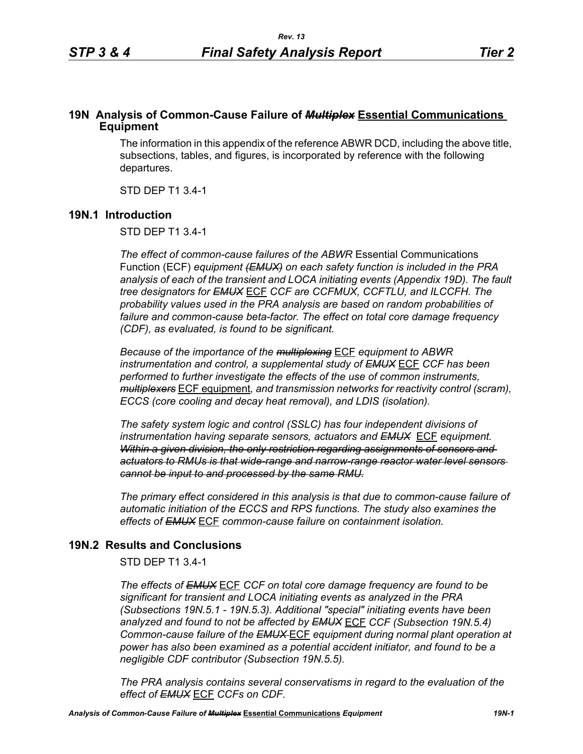# 19N Analysis of Common-Cause Failure of ~~*Multiplex*~~ <u>Essential Communications</u> Equipment

The information in this appendix of the reference ABWR DCD, including the above title, subsections, tables, and figures, is incorporated by reference with the following departures.

STD DEP T1 3.4-1

## 19N.1 Introduction

STD DEP T1 3.4-1

*The effect of common-cause failures of the ABWR* Essential Communications Function (ECF) *equipment ~~(EMUX)~~ on each safety function is included in the PRA analysis of each of the transient and LOCA initiating events (Appendix 19D). The fault tree designators for ~~EMUX~~* <u>ECF</u> *CCF are CCFMUX, CCFTLU, and ILCCFH. The probability values used in the PRA analysis are based on random probabilities of failure and common-cause beta-factor. The effect on total core damage frequency (CDF), as evaluated, is found to be significant.*

*Because of the importance of the ~~multiplexing~~* <u>ECF</u> *equipment to ABWR instrumentation and control, a supplemental study of ~~EMUX~~* <u>ECF</u> *CCF has been performed to further investigate the effects of the use of common instruments, ~~multiplexers~~* <u>ECF equipment</u>, *and transmission networks for reactivity control (scram), ECCS (core cooling and decay heat removal), and LDIS (isolation).*

*The safety system logic and control (SSLC) has four independent divisions of instrumentation having separate sensors, actuators and ~~EMUX~~* <u>ECF</u> *equipment. ~~Within a given division, the only restriction regarding assignments of sensors and actuators to RMUs is that wide-range and narrow-range reactor water level sensors cannot be input to and processed by the same RMU.~~*

*The primary effect considered in this analysis is that due to common-cause failure of automatic initiation of the ECCS and RPS functions. The study also examines the effects of ~~EMUX~~* <u>ECF</u> *common-cause failure on containment isolation.*

## 19N.2 Results and Conclusions

STD DEP T1 3.4-1

*The effects of ~~EMUX~~* <u>ECF</u> *CCF on total core damage frequency are found to be significant for transient and LOCA initiating events as analyzed in the PRA (Subsections 19N.5.1 - 19N.5.3). Additional "special" initiating events have been analyzed and found to not be affected by ~~EMUX~~* <u>ECF</u> *CCF (Subsection 19N.5.4) Common-cause failure of the ~~EMUX~~* <u>ECF</u> *equipment during normal plant operation at power has also been examined as a potential accident initiator, and found to be a negligible CDF contributor (Subsection 19N.5.5).*

*The PRA analysis contains several conservatisms in regard to the evaluation of the effect of ~~EMUX~~* <u>ECF</u> *CCFs on CDF.*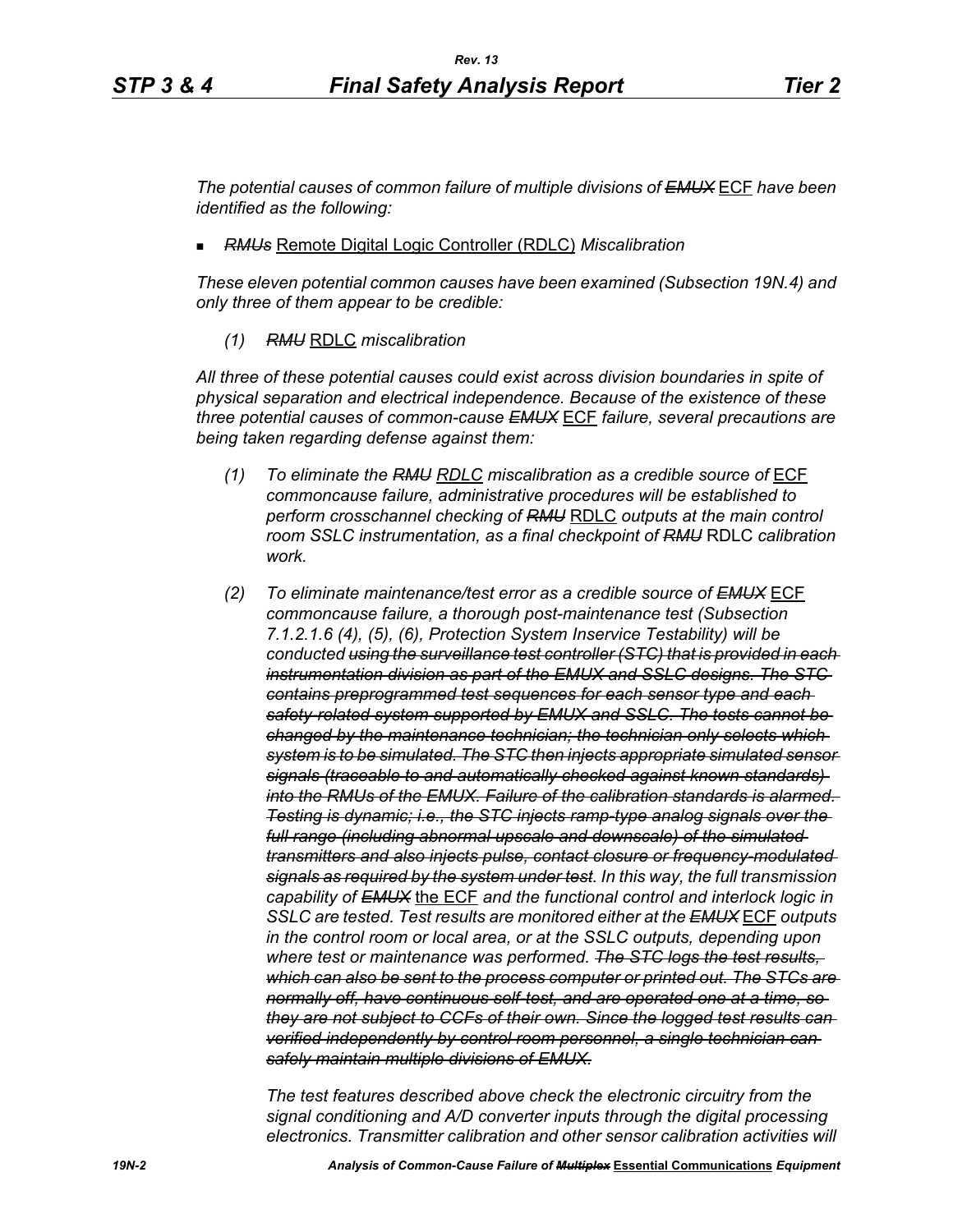*The potential causes of common failure of multiple divisions of ~~EMUX~~* <u>ECF</u> *have been identified as the following:*

- *~~RMUs~~* <u>Remote Digital Logic Controller (RDLC)</u> *Miscalibration*

*These eleven potential common causes have been examined (Subsection 19N.4) and only three of them appear to be credible:*

*(1) ~~RMU~~* <u>RDLC</u> *miscalibration*

*All three of these potential causes could exist across division boundaries in spite of physical separation and electrical independence. Because of the existence of these three potential causes of common-cause ~~EMUX~~* <u>ECF</u> *failure, several precautions are being taken regarding defense against them:*

*(1) To eliminate the ~~RMU~~ <u>RDLC</u> miscalibration as a credible source of* <u>ECF</u> *commoncause failure, administrative procedures will be established to perform crosschannel checking of ~~RMU~~* <u>RDLC</u> *outputs at the main control room SSLC instrumentation, as a final checkpoint of ~~RMU~~* RDLC *calibration work.*

*(2) To eliminate maintenance/test error as a credible source of ~~EMUX~~* <u>ECF</u> *commoncause failure, a thorough post-maintenance test (Subsection 7.1.2.1.6 (4), (5), (6), Protection System Inservice Testability) will be conducted ~~using the surveillance test controller (STC) that is provided in each instrumentation division as part of the EMUX and SSLC designs. The STC contains preprogrammed test sequences for each sensor type and each safety-related system supported by EMUX and SSLC. The tests cannot be changed by the maintenance technician; the technician only selects which system is to be simulated. The STC then injects appropriate simulated sensor signals (traceable to and automatically checked against known standards) into the RMUs of the EMUX. Failure of the calibration standards is alarmed. Testing is dynamic; i.e., the STC injects ramp-type analog signals over the full range (including abnormal upscale and downscale) of the simulated transmitters and also injects pulse, contact closure or frequency-modulated signals as required by the system under test~~. In this way, the full transmission capability of ~~EMUX~~* <u>the ECF</u> *and the functional control and interlock logic in SSLC are tested. Test results are monitored either at the ~~EMUX~~* <u>ECF</u> *outputs in the control room or local area, or at the SSLC outputs, depending upon where test or maintenance was performed. ~~The STC logs the test results, which can also be sent to the process computer or printed out. The STCs are normally off, have continuous self-test, and are operated one at a time, so they are not subject to CCFs of their own. Since the logged test results can verified independently by control room personnel, a single technician can safely maintain multiple divisions of EMUX.~~*

*The test features described above check the electronic circuitry from the signal conditioning and A/D converter inputs through the digital processing electronics. Transmitter calibration and other sensor calibration activities will*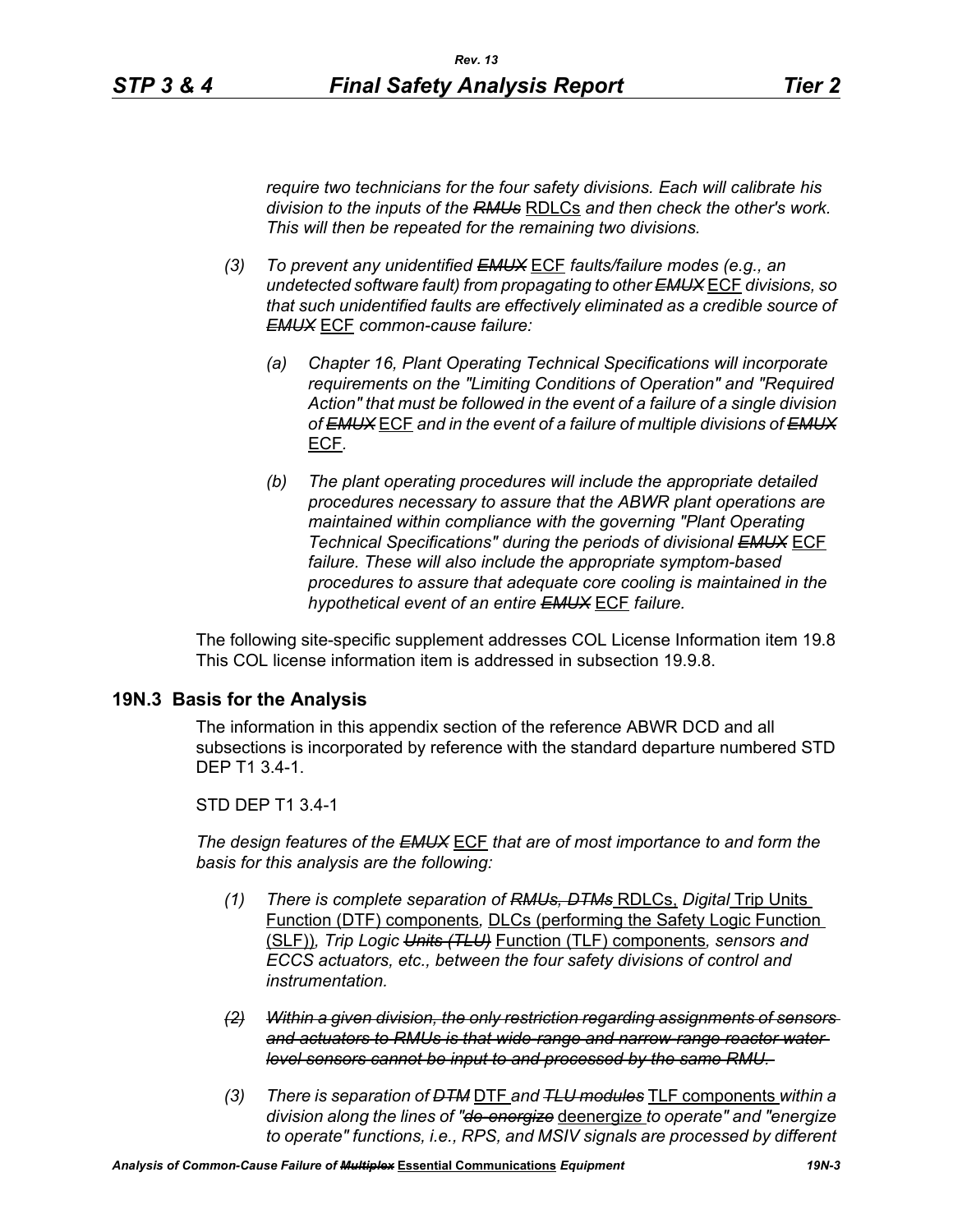*require two technicians for the four safety divisions. Each will calibrate his division to the inputs of the* ~~*RMUs*~~ RDLCs *and then check the other's work. This will then be repeated for the remaining two divisions.*

*(3)* *To prevent any unidentified* ~~*EMUX*~~ ECF *faults/failure modes (e.g., an undetected software fault) from propagating to other* ~~*EMUX*~~ ECF *divisions, so that such unidentified faults are effectively eliminated as a credible source of* ~~*EMUX*~~ ECF *common-cause failure:*

*(a)* *Chapter 16, Plant Operating Technical Specifications will incorporate requirements on the "Limiting Conditions of Operation" and "Required Action" that must be followed in the event of a failure of a single division of* ~~*EMUX*~~ ECF *and in the event of a failure of multiple divisions of* ~~*EMUX*~~ ECF*.*

*(b)* *The plant operating procedures will include the appropriate detailed procedures necessary to assure that the ABWR plant operations are maintained within compliance with the governing "Plant Operating Technical Specifications" during the periods of divisional* ~~*EMUX*~~ ECF *failure. These will also include the appropriate symptom-based procedures to assure that adequate core cooling is maintained in the hypothetical event of an entire* ~~*EMUX*~~ ECF *failure.*

The following site-specific supplement addresses COL License Information item 19.8 This COL license information item is addressed in subsection 19.9.8.

## 19N.3 Basis for the Analysis

The information in this appendix section of the reference ABWR DCD and all subsections is incorporated by reference with the standard departure numbered STD DEP T1 3.4-1.

STD DEP T1 3.4-1

*The design features of the* ~~*EMUX*~~ ECF *that are of most importance to and form the basis for this analysis are the following:*

*(1)* *There is complete separation of* ~~*RMUs, DTMs*~~ RDLCs, *Digital* Trip Units Function (DTF) components*,* DLCs (performing the Safety Logic Function (SLF))*, Trip Logic* ~~*Units (TLU)*~~ Function (TLF) components*, sensors and ECCS actuators, etc., between the four safety divisions of control and instrumentation.*

~~*(2) Within a given division, the only restriction regarding assignments of sensors and actuators to RMUs is that wide-range and narrow-range reactor water level sensors cannot be input to and processed by the same RMU.*~~

*(3)* *There is separation of* ~~*DTM*~~ DTF *and* ~~*TLU modules*~~ TLF components *within a division along the lines of "*~~*de-energize*~~ deenergize *to operate" and "energize to operate" functions, i.e., RPS, and MSIV signals are processed by different*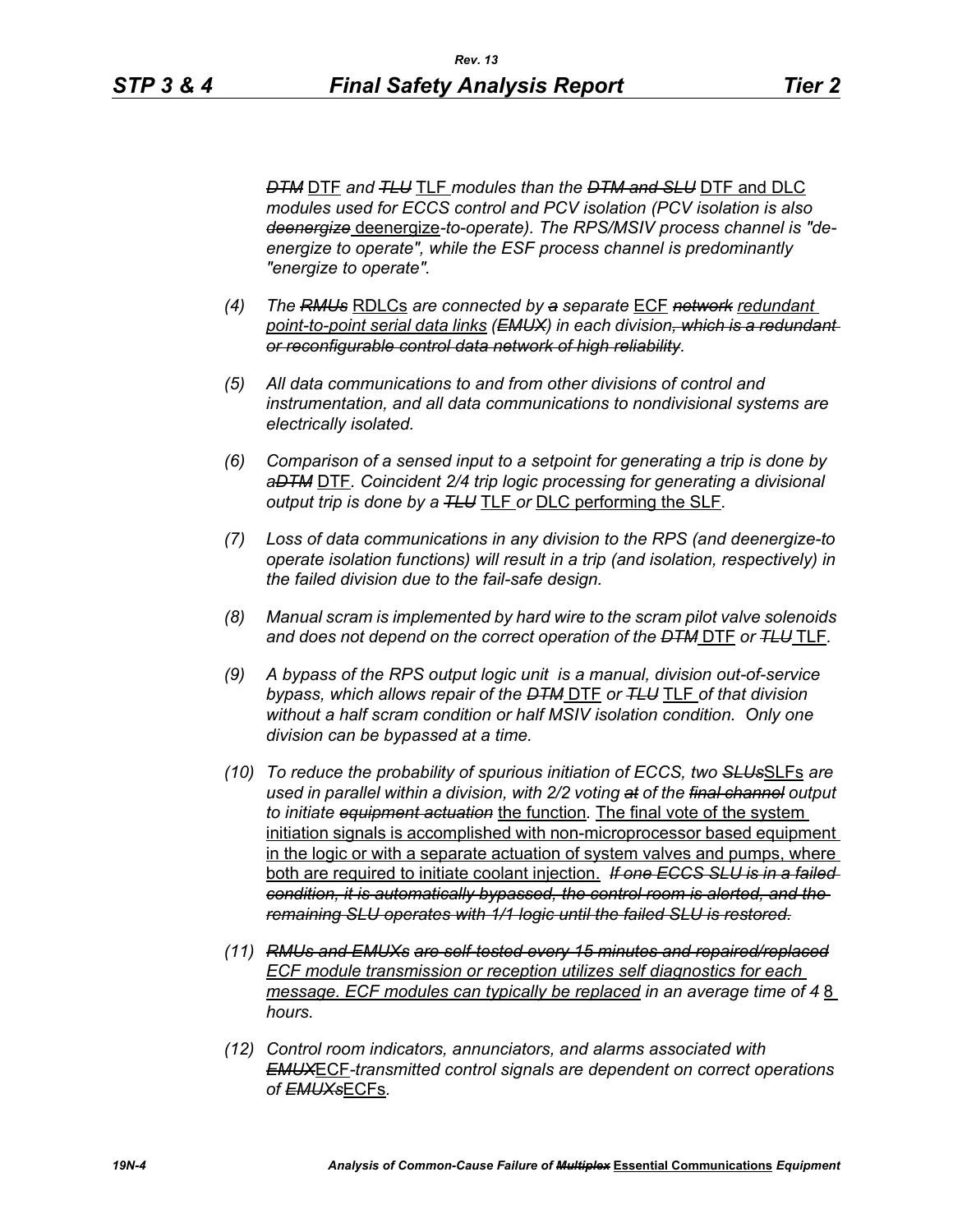*~~DTM~~ DTF and ~~TLU~~ TLF modules than the ~~DTM and SLU~~ DTF and DLC modules used for ECCS control and PCV isolation (PCV isolation is also ~~deenergize~~ deenergize-to-operate). The RPS/MSIV process channel is "de-energize to operate", while the ESF process channel is predominantly "energize to operate".*

*(4) The ~~RMUs~~ RDLCs are connected by ~~a~~ separate ECF ~~network~~ redundant point-to-point serial data links (~~EMUX~~) in each division~~, which is a redundant or reconfigurable control data network of high reliability~~.*

*(5) All data communications to and from other divisions of control and instrumentation, and all data communications to nondivisional systems are electrically isolated.*

*(6) Comparison of a sensed input to a setpoint for generating a trip is done by a~~DTM~~ DTF. Coincident 2/4 trip logic processing for generating a divisional output trip is done by a ~~TLU~~ TLF or DLC performing the SLF.*

*(7) Loss of data communications in any division to the RPS (and deenergize-to operate isolation functions) will result in a trip (and isolation, respectively) in the failed division due to the fail-safe design.*

*(8) Manual scram is implemented by hard wire to the scram pilot valve solenoids and does not depend on the correct operation of the ~~DTM~~ DTF or ~~TLU~~ TLF.*

*(9) A bypass of the RPS output logic unit is a manual, division out-of-service bypass, which allows repair of the ~~DTM~~ DTF or ~~TLU~~ TLF of that division without a half scram condition or half MSIV isolation condition. Only one division can be bypassed at a time.*

*(10) To reduce the probability of spurious initiation of ECCS, two ~~SLUs~~SLFs are used in parallel within a division, with 2/2 voting ~~at~~ of the ~~final channel~~ output to initiate ~~equipment actuation~~ the function. The final vote of the system initiation signals is accomplished with non-microprocessor based equipment in the logic or with a separate actuation of system valves and pumps, where both are required to initiate coolant injection. ~~If one ECCS SLU is in a failed condition, it is automatically bypassed, the control room is alerted, and the remaining SLU operates with 1/1 logic until the failed SLU is restored.~~*

*(11) ~~RMUs and EMUXs are self-tested every 15 minutes and repaired/replaced~~ ECF module transmission or reception utilizes self diagnostics for each message. ECF modules can typically be replaced in an average time of ~~4~~ 8 hours.*

*(12) Control room indicators, annunciators, and alarms associated with ~~EMUX~~ECF-transmitted control signals are dependent on correct operations of ~~EMUXs~~ECFs.*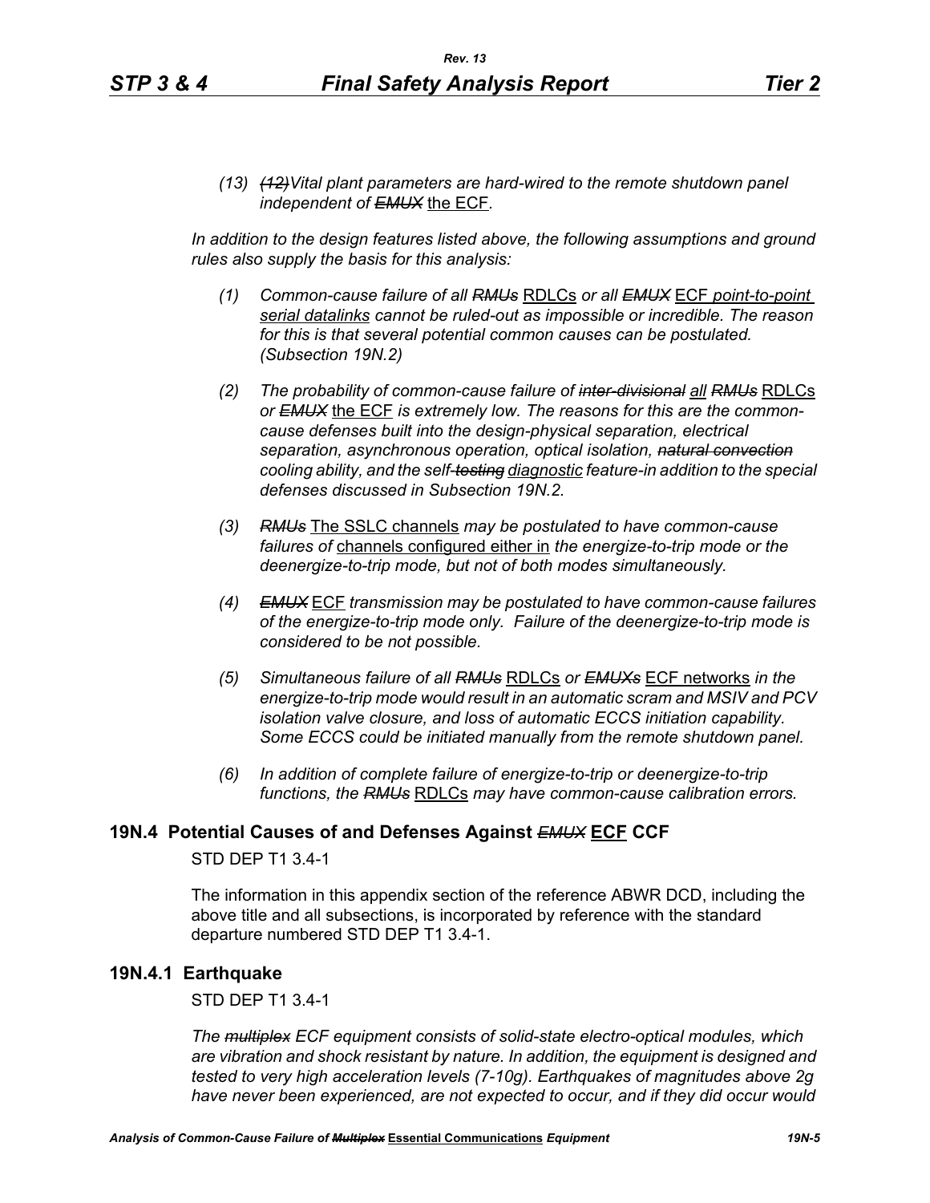(13) ~~(12)~~*Vital plant parameters are hard-wired to the remote shutdown panel independent of* ~~*EMUX*~~ the ECF*.*

*In addition to the design features listed above, the following assumptions and ground rules also supply the basis for this analysis:*

(1) *Common-cause failure of all* ~~*RMUs*~~ RDLCs *or all* ~~*EMUX*~~ ECF *point-to-point serial datalinks cannot be ruled-out as impossible or incredible. The reason for this is that several potential common causes can be postulated. (Subsection 19N.2)*

(2) *The probability of common-cause failure of* ~~*inter-divisional*~~ *all* ~~*RMUs*~~ RDLCs *or* ~~*EMUX*~~ the ECF *is extremely low. The reasons for this are the common-cause defenses built into the design-physical separation, electrical separation, asynchronous operation, optical isolation,* ~~*natural convection*~~ *cooling ability, and the self*~~*-testing*~~ *diagnostic feature-in addition to the special defenses discussed in Subsection 19N.2.*

(3) ~~*RMUs*~~ The SSLC channels *may be postulated to have common-cause failures of* channels configured either in *the energize-to-trip mode or the deenergize-to-trip mode, but not of both modes simultaneously.*

(4) ~~*EMUX*~~ ECF *transmission may be postulated to have common-cause failures of the energize-to-trip mode only. Failure of the deenergize-to-trip mode is considered to be not possible.*

(5) *Simultaneous failure of all* ~~*RMUs*~~ RDLCs *or* ~~*EMUXs*~~ ECF networks *in the energize-to-trip mode would result in an automatic scram and MSIV and PCV isolation valve closure, and loss of automatic ECCS initiation capability. Some ECCS could be initiated manually from the remote shutdown panel.*

(6) *In addition of complete failure of energize-to-trip or deenergize-to-trip functions, the* ~~*RMUs*~~ RDLCs *may have common-cause calibration errors.*

## 19N.4 Potential Causes of and Defenses Against ~~*EMUX*~~ ECF CCF

STD DEP T1 3.4-1

The information in this appendix section of the reference ABWR DCD, including the above title and all subsections, is incorporated by reference with the standard departure numbered STD DEP T1 3.4-1.

### 19N.4.1 Earthquake

STD DEP T1 3.4-1

*The* ~~*multiplex*~~ *ECF equipment consists of solid-state electro-optical modules, which are vibration and shock resistant by nature. In addition, the equipment is designed and tested to very high acceleration levels (7-10g). Earthquakes of magnitudes above 2g have never been experienced, are not expected to occur, and if they did occur would*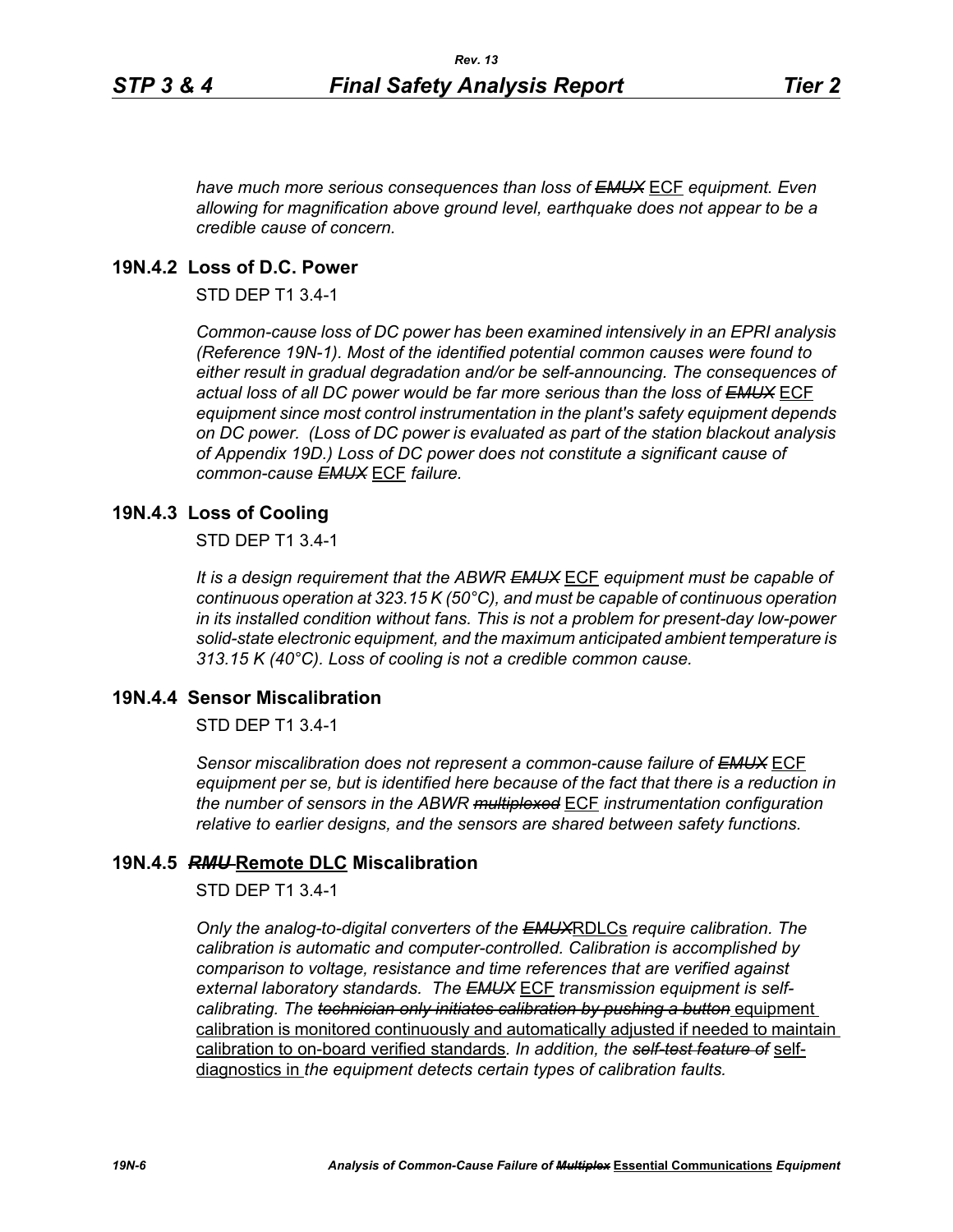*have much more serious consequences than loss of ~~EMUX~~* ECF *equipment. Even allowing for magnification above ground level, earthquake does not appear to be a credible cause of concern.*

## 19N.4.2 Loss of D.C. Power

STD DEP T1 3.4-1

*Common-cause loss of DC power has been examined intensively in an EPRI analysis (Reference 19N-1). Most of the identified potential common causes were found to either result in gradual degradation and/or be self-announcing. The consequences of actual loss of all DC power would be far more serious than the loss of ~~EMUX~~* ECF *equipment since most control instrumentation in the plant's safety equipment depends on DC power. (Loss of DC power is evaluated as part of the station blackout analysis of Appendix 19D.) Loss of DC power does not constitute a significant cause of common-cause ~~EMUX~~* ECF *failure.*

## 19N.4.3 Loss of Cooling

STD DEP T1 3.4-1

*It is a design requirement that the ABWR ~~EMUX~~* ECF *equipment must be capable of continuous operation at 323.15 K (50°C), and must be capable of continuous operation in its installed condition without fans. This is not a problem for present-day low-power solid-state electronic equipment, and the maximum anticipated ambient temperature is 313.15 K (40°C). Loss of cooling is not a credible common cause.*

## 19N.4.4 Sensor Miscalibration

STD DEP T1 3.4-1

*Sensor miscalibration does not represent a common-cause failure of ~~EMUX~~* ECF *equipment per se, but is identified here because of the fact that there is a reduction in the number of sensors in the ABWR ~~multiplexed~~* ECF *instrumentation configuration relative to earlier designs, and the sensors are shared between safety functions.*

## 19N.4.5 ~~*RMU*~~ Remote DLC Miscalibration

STD DEP T1 3.4-1

*Only the analog-to-digital converters of the ~~EMUX~~*RDLCs *require calibration. The calibration is automatic and computer-controlled. Calibration is accomplished by comparison to voltage, resistance and time references that are verified against external laboratory standards. The ~~EMUX~~* ECF *transmission equipment is self-calibrating. The ~~technician only initiates calibration by pushing a button~~* equipment calibration is monitored continuously and automatically adjusted if needed to maintain calibration to on-board verified standards*. In addition, the ~~self-test feature of~~* self-diagnostics in *the equipment detects certain types of calibration faults.*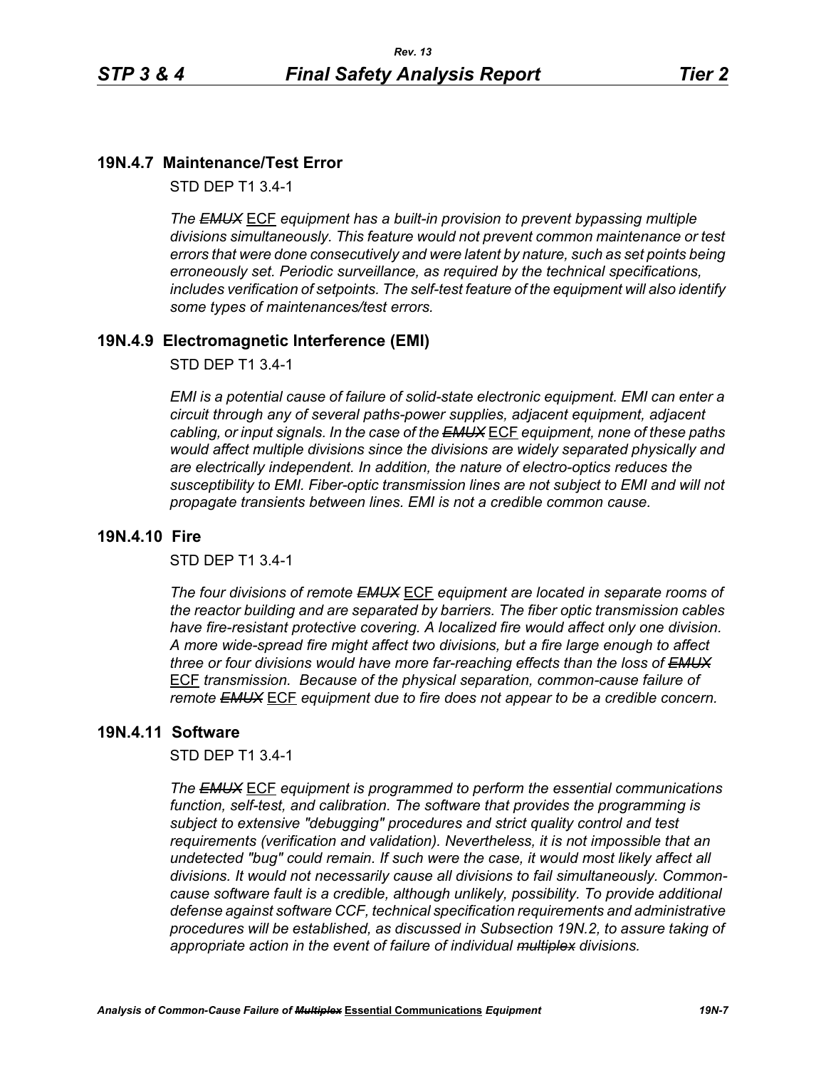## 19N.4.7 Maintenance/Test Error

STD DEP T1 3.4-1

*The ~~EMUX~~ ECF equipment has a built-in provision to prevent bypassing multiple divisions simultaneously. This feature would not prevent common maintenance or test errors that were done consecutively and were latent by nature, such as set points being erroneously set. Periodic surveillance, as required by the technical specifications, includes verification of setpoints. The self-test feature of the equipment will also identify some types of maintenances/test errors.*

## 19N.4.9 Electromagnetic Interference (EMI)

STD DEP T1 3.4-1

*EMI is a potential cause of failure of solid-state electronic equipment. EMI can enter a circuit through any of several paths-power supplies, adjacent equipment, adjacent cabling, or input signals. In the case of the ~~EMUX~~ ECF equipment, none of these paths would affect multiple divisions since the divisions are widely separated physically and are electrically independent. In addition, the nature of electro-optics reduces the susceptibility to EMI. Fiber-optic transmission lines are not subject to EMI and will not propagate transients between lines. EMI is not a credible common cause.*

## 19N.4.10 Fire

STD DEP T1 3.4-1

*The four divisions of remote ~~EMUX~~ ECF equipment are located in separate rooms of the reactor building and are separated by barriers. The fiber optic transmission cables have fire-resistant protective covering. A localized fire would affect only one division. A more wide-spread fire might affect two divisions, but a fire large enough to affect three or four divisions would have more far-reaching effects than the loss of ~~EMUX~~ ECF transmission. Because of the physical separation, common-cause failure of remote ~~EMUX~~ ECF equipment due to fire does not appear to be a credible concern.*

## 19N.4.11 Software

STD DEP T1 3.4-1

*The ~~EMUX~~ ECF equipment is programmed to perform the essential communications function, self-test, and calibration. The software that provides the programming is subject to extensive "debugging" procedures and strict quality control and test requirements (verification and validation). Nevertheless, it is not impossible that an undetected "bug" could remain. If such were the case, it would most likely affect all divisions. It would not necessarily cause all divisions to fail simultaneously. Common-cause software fault is a credible, although unlikely, possibility. To provide additional defense against software CCF, technical specification requirements and administrative procedures will be established, as discussed in Subsection 19N.2, to assure taking of appropriate action in the event of failure of individual ~~multiplex~~ divisions.*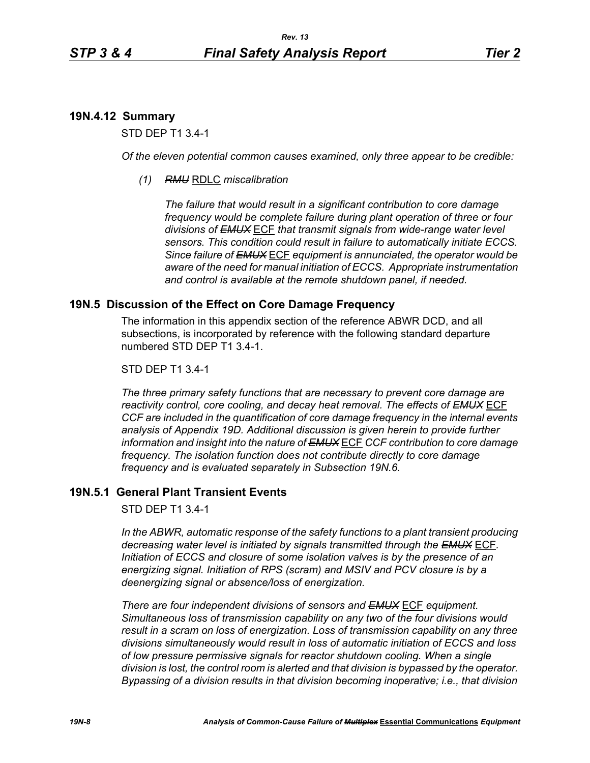### 19N.4.12 Summary

STD DEP T1 3.4-1

*Of the eleven potential common causes examined, only three appear to be credible:*

*(1)* ~~*RMU*~~ RDLC *miscalibration*

*The failure that would result in a significant contribution to core damage frequency would be complete failure during plant operation of three or four divisions of* ~~*EMUX*~~ ECF *that transmit signals from wide-range water level sensors. This condition could result in failure to automatically initiate ECCS. Since failure of* ~~*EMUX*~~ ECF *equipment is annunciated, the operator would be aware of the need for manual initiation of ECCS. Appropriate instrumentation and control is available at the remote shutdown panel, if needed.*

## 19N.5 Discussion of the Effect on Core Damage Frequency

The information in this appendix section of the reference ABWR DCD, and all subsections, is incorporated by reference with the following standard departure numbered STD DEP T1 3.4-1.

STD DEP T1 3.4-1

*The three primary safety functions that are necessary to prevent core damage are reactivity control, core cooling, and decay heat removal. The effects of* ~~*EMUX*~~ ECF *CCF are included in the quantification of core damage frequency in the internal events analysis of Appendix 19D. Additional discussion is given herein to provide further information and insight into the nature of* ~~*EMUX*~~ ECF *CCF contribution to core damage frequency. The isolation function does not contribute directly to core damage frequency and is evaluated separately in Subsection 19N.6.*

### 19N.5.1 General Plant Transient Events

STD DEP T1 3.4-1

*In the ABWR, automatic response of the safety functions to a plant transient producing decreasing water level is initiated by signals transmitted through the* ~~*EMUX*~~ ECF*. Initiation of ECCS and closure of some isolation valves is by the presence of an energizing signal. Initiation of RPS (scram) and MSIV and PCV closure is by a deenergizing signal or absence/loss of energization.*

*There are four independent divisions of sensors and* ~~*EMUX*~~ ECF *equipment. Simultaneous loss of transmission capability on any two of the four divisions would result in a scram on loss of energization. Loss of transmission capability on any three divisions simultaneously would result in loss of automatic initiation of ECCS and loss of low pressure permissive signals for reactor shutdown cooling. When a single division is lost, the control room is alerted and that division is bypassed by the operator. Bypassing of a division results in that division becoming inoperative; i.e., that division*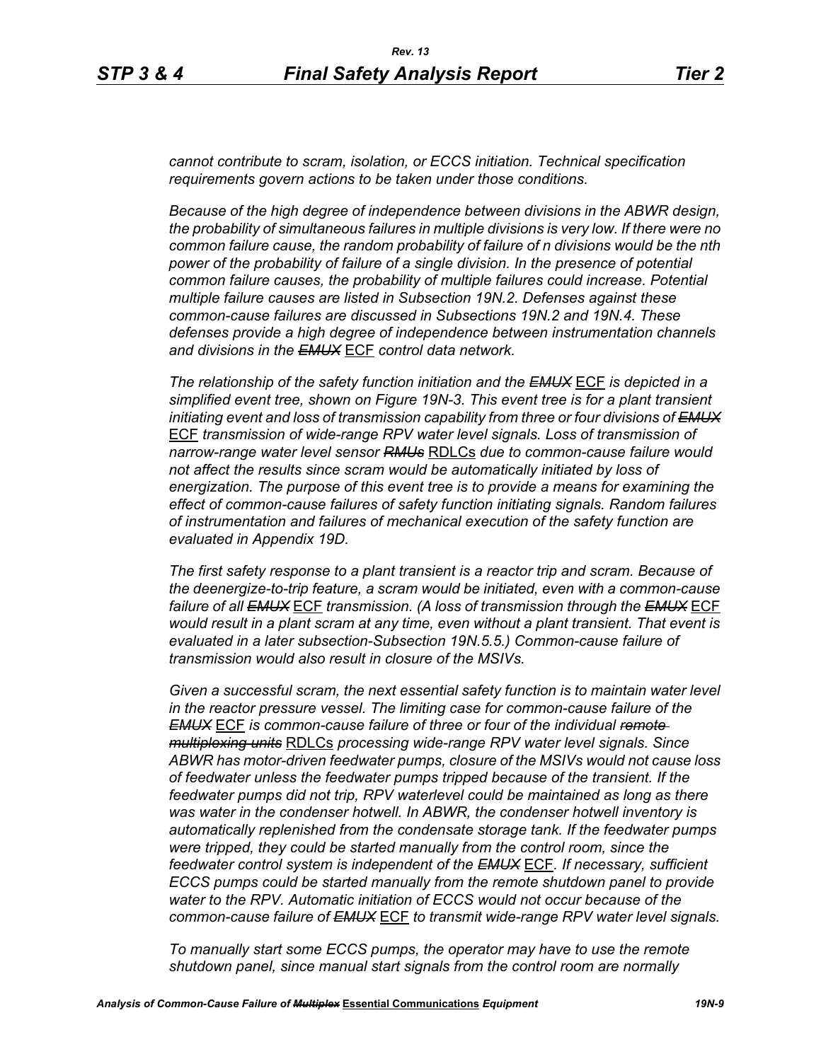*cannot contribute to scram, isolation, or ECCS initiation. Technical specification requirements govern actions to be taken under those conditions.*

*Because of the high degree of independence between divisions in the ABWR design, the probability of simultaneous failures in multiple divisions is very low. If there were no common failure cause, the random probability of failure of n divisions would be the nth power of the probability of failure of a single division. In the presence of potential common failure causes, the probability of multiple failures could increase. Potential multiple failure causes are listed in Subsection 19N.2. Defenses against these common-cause failures are discussed in Subsections 19N.2 and 19N.4. These defenses provide a high degree of independence between instrumentation channels and divisions in the ~~EMUX~~* ECF *control data network.*

*The relationship of the safety function initiation and the ~~EMUX~~* ECF *is depicted in a simplified event tree, shown on Figure 19N-3. This event tree is for a plant transient initiating event and loss of transmission capability from three or four divisions of ~~EMUX~~* ECF *transmission of wide-range RPV water level signals. Loss of transmission of narrow-range water level sensor ~~RMUs~~* RDLCs *due to common-cause failure would not affect the results since scram would be automatically initiated by loss of energization. The purpose of this event tree is to provide a means for examining the effect of common-cause failures of safety function initiating signals. Random failures of instrumentation and failures of mechanical execution of the safety function are evaluated in Appendix 19D.*

*The first safety response to a plant transient is a reactor trip and scram. Because of the deenergize-to-trip feature, a scram would be initiated, even with a common-cause failure of all ~~EMUX~~* ECF *transmission. (A loss of transmission through the ~~EMUX~~* ECF *would result in a plant scram at any time, even without a plant transient. That event is evaluated in a later subsection-Subsection 19N.5.5.) Common-cause failure of transmission would also result in closure of the MSIVs.*

*Given a successful scram, the next essential safety function is to maintain water level in the reactor pressure vessel. The limiting case for common-cause failure of the ~~EMUX~~* ECF *is common-cause failure of three or four of the individual ~~remote multiplexing units~~* RDLCs *processing wide-range RPV water level signals. Since ABWR has motor-driven feedwater pumps, closure of the MSIVs would not cause loss of feedwater unless the feedwater pumps tripped because of the transient. If the feedwater pumps did not trip, RPV waterlevel could be maintained as long as there was water in the condenser hotwell. In ABWR, the condenser hotwell inventory is automatically replenished from the condensate storage tank. If the feedwater pumps were tripped, they could be started manually from the control room, since the feedwater control system is independent of the ~~EMUX~~* ECF*. If necessary, sufficient ECCS pumps could be started manually from the remote shutdown panel to provide water to the RPV. Automatic initiation of ECCS would not occur because of the common-cause failure of ~~EMUX~~* ECF *to transmit wide-range RPV water level signals.*

*To manually start some ECCS pumps, the operator may have to use the remote shutdown panel, since manual start signals from the control room are normally*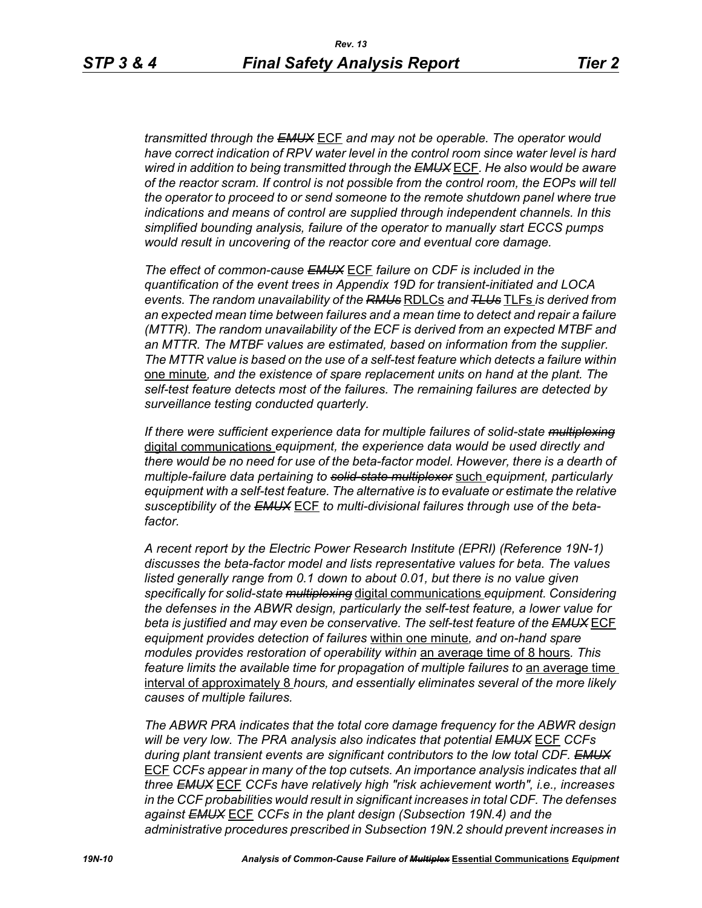*transmitted through the ~~EMUX~~ ECF and may not be operable. The operator would have correct indication of RPV water level in the control room since water level is hard wired in addition to being transmitted through the ~~EMUX~~ ECF. He also would be aware of the reactor scram. If control is not possible from the control room, the EOPs will tell the operator to proceed to or send someone to the remote shutdown panel where true indications and means of control are supplied through independent channels. In this simplified bounding analysis, failure of the operator to manually start ECCS pumps would result in uncovering of the reactor core and eventual core damage.*

*The effect of common-cause ~~EMUX~~ ECF failure on CDF is included in the quantification of the event trees in Appendix 19D for transient-initiated and LOCA events. The random unavailability of the ~~RMUs~~ RDLCs and ~~TLUs~~ TLFs is derived from an expected mean time between failures and a mean time to detect and repair a failure (MTTR). The random unavailability of the ECF is derived from an expected MTBF and an MTTR. The MTBF values are estimated, based on information from the supplier. The MTTR value is based on the use of a self-test feature which detects a failure within one minute, and the existence of spare replacement units on hand at the plant. The self-test feature detects most of the failures. The remaining failures are detected by surveillance testing conducted quarterly.*

*If there were sufficient experience data for multiple failures of solid-state ~~multiplexing~~ digital communications equipment, the experience data would be used directly and there would be no need for use of the beta-factor model. However, there is a dearth of multiple-failure data pertaining to ~~solid-state multiplexor~~ such equipment, particularly equipment with a self-test feature. The alternative is to evaluate or estimate the relative susceptibility of the ~~EMUX~~ ECF to multi-divisional failures through use of the beta-factor.*

*A recent report by the Electric Power Research Institute (EPRI) (Reference 19N-1) discusses the beta-factor model and lists representative values for beta. The values listed generally range from 0.1 down to about 0.01, but there is no value given specifically for solid-state ~~multiplexing~~ digital communications equipment. Considering the defenses in the ABWR design, particularly the self-test feature, a lower value for beta is justified and may even be conservative. The self-test feature of the ~~EMUX~~ ECF equipment provides detection of failures within one minute, and on-hand spare modules provides restoration of operability within an average time of 8 hours. This feature limits the available time for propagation of multiple failures to an average time interval of approximately 8 hours, and essentially eliminates several of the more likely causes of multiple failures.*

*The ABWR PRA indicates that the total core damage frequency for the ABWR design will be very low. The PRA analysis also indicates that potential ~~EMUX~~ ECF CCFs during plant transient events are significant contributors to the low total CDF. ~~EMUX~~ ECF CCFs appear in many of the top cutsets. An importance analysis indicates that all three ~~EMUX~~ ECF CCFs have relatively high "risk achievement worth", i.e., increases in the CCF probabilities would result in significant increases in total CDF. The defenses against ~~EMUX~~ ECF CCFs in the plant design (Subsection 19N.4) and the administrative procedures prescribed in Subsection 19N.2 should prevent increases in*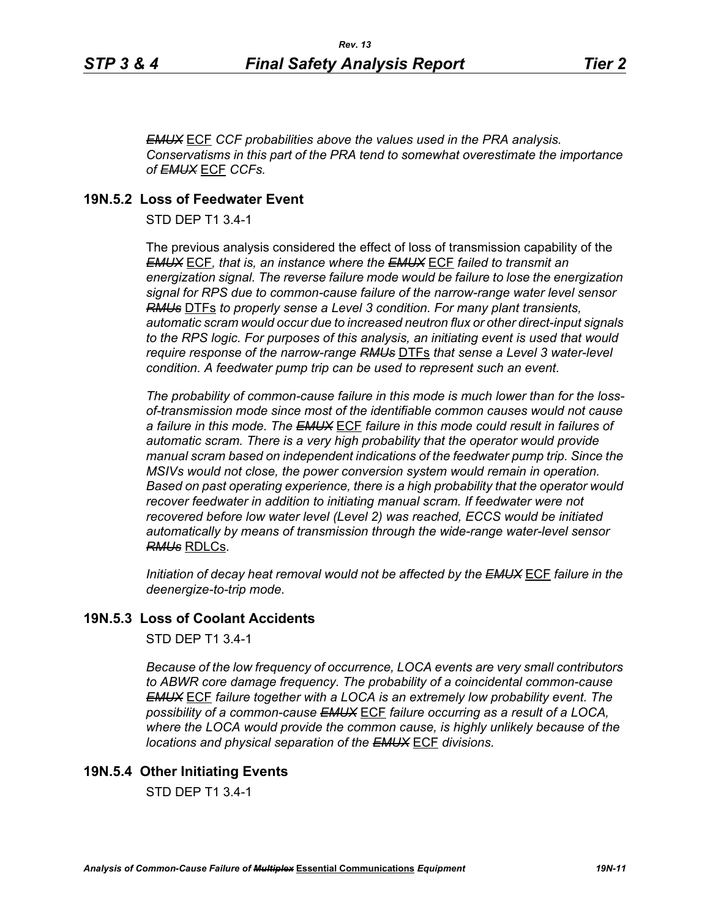*~~EMUX~~* ECF *CCF probabilities above the values used in the PRA analysis. Conservatisms in this part of the PRA tend to somewhat overestimate the importance of ~~EMUX~~* ECF *CCFs.*

## 19N.5.2 Loss of Feedwater Event

STD DEP T1 3.4-1

The previous analysis considered the effect of loss of transmission capability of the *~~EMUX~~* ECF*, that is, an instance where the ~~EMUX~~* ECF *failed to transmit an energization signal. The reverse failure mode would be failure to lose the energization signal for RPS due to common-cause failure of the narrow-range water level sensor ~~RMUs~~* DTFs *to properly sense a Level 3 condition. For many plant transients, automatic scram would occur due to increased neutron flux or other direct-input signals to the RPS logic. For purposes of this analysis, an initiating event is used that would require response of the narrow-range ~~RMUs~~* DTFs *that sense a Level 3 water-level condition. A feedwater pump trip can be used to represent such an event.*

*The probability of common-cause failure in this mode is much lower than for the loss-of-transmission mode since most of the identifiable common causes would not cause a failure in this mode. The ~~EMUX~~* ECF *failure in this mode could result in failures of automatic scram. There is a very high probability that the operator would provide manual scram based on independent indications of the feedwater pump trip. Since the MSIVs would not close, the power conversion system would remain in operation. Based on past operating experience, there is a high probability that the operator would recover feedwater in addition to initiating manual scram. If feedwater were not recovered before low water level (Level 2) was reached, ECCS would be initiated automatically by means of transmission through the wide-range water-level sensor ~~RMUs~~* RDLCs.

*Initiation of decay heat removal would not be affected by the ~~EMUX~~* ECF *failure in the deenergize-to-trip mode.*

## 19N.5.3 Loss of Coolant Accidents

STD DEP T1 3.4-1

*Because of the low frequency of occurrence, LOCA events are very small contributors to ABWR core damage frequency. The probability of a coincidental common-cause ~~EMUX~~* ECF *failure together with a LOCA is an extremely low probability event. The possibility of a common-cause ~~EMUX~~* ECF *failure occurring as a result of a LOCA, where the LOCA would provide the common cause, is highly unlikely because of the locations and physical separation of the ~~EMUX~~* ECF *divisions.*

## 19N.5.4 Other Initiating Events

STD DEP T1 3.4-1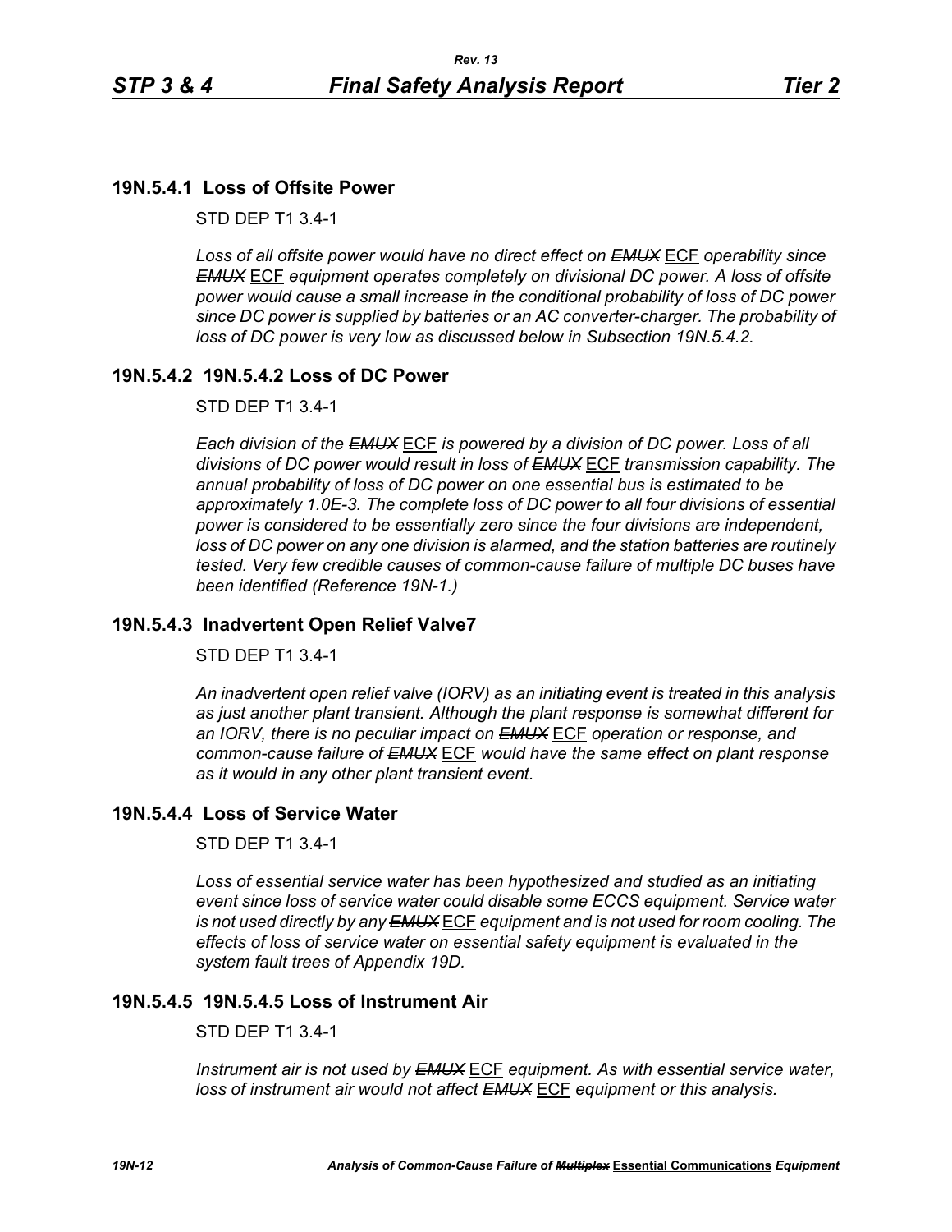## 19N.5.4.1 Loss of Offsite Power

STD DEP T1 3.4-1

*Loss of all offsite power would have no direct effect on ~~EMUX~~* ECF *operability since ~~EMUX~~* ECF *equipment operates completely on divisional DC power. A loss of offsite power would cause a small increase in the conditional probability of loss of DC power since DC power is supplied by batteries or an AC converter-charger. The probability of loss of DC power is very low as discussed below in Subsection 19N.5.4.2.*

## 19N.5.4.2 19N.5.4.2 Loss of DC Power

STD DEP T1 3.4-1

*Each division of the ~~EMUX~~* ECF *is powered by a division of DC power. Loss of all divisions of DC power would result in loss of ~~EMUX~~* ECF *transmission capability. The annual probability of loss of DC power on one essential bus is estimated to be approximately 1.0E-3. The complete loss of DC power to all four divisions of essential power is considered to be essentially zero since the four divisions are independent, loss of DC power on any one division is alarmed, and the station batteries are routinely tested. Very few credible causes of common-cause failure of multiple DC buses have been identified (Reference 19N-1.)*

## 19N.5.4.3 Inadvertent Open Relief Valve7

STD DEP T1 3.4-1

*An inadvertent open relief valve (IORV) as an initiating event is treated in this analysis as just another plant transient. Although the plant response is somewhat different for an IORV, there is no peculiar impact on ~~EMUX~~* ECF *operation or response, and common-cause failure of ~~EMUX~~* ECF *would have the same effect on plant response as it would in any other plant transient event.*

## 19N.5.4.4 Loss of Service Water

STD DEP T1 3.4-1

*Loss of essential service water has been hypothesized and studied as an initiating event since loss of service water could disable some ECCS equipment. Service water is not used directly by any ~~EMUX~~* ECF *equipment and is not used for room cooling. The effects of loss of service water on essential safety equipment is evaluated in the system fault trees of Appendix 19D.*

## 19N.5.4.5 19N.5.4.5 Loss of Instrument Air

STD DEP T1 3.4-1

*Instrument air is not used by ~~EMUX~~* ECF *equipment. As with essential service water, loss of instrument air would not affect ~~EMUX~~* ECF *equipment or this analysis.*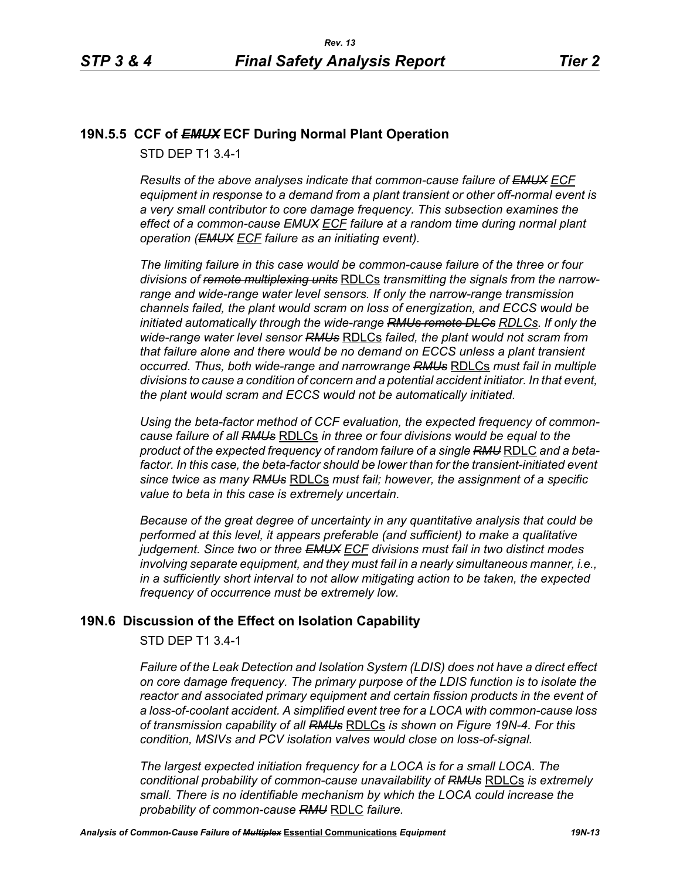## 19N.5.5 CCF of ~~*EMUX*~~ ECF During Normal Plant Operation

STD DEP T1 3.4-1

*Results of the above analyses indicate that common-cause failure of ~~EMUX~~ ECF equipment in response to a demand from a plant transient or other off-normal event is a very small contributor to core damage frequency. This subsection examines the effect of a common-cause ~~EMUX~~ ECF failure at a random time during normal plant operation (~~EMUX~~ ECF failure as an initiating event).*

*The limiting failure in this case would be common-cause failure of the three or four divisions of ~~remote multiplexing units~~* RDLCs *transmitting the signals from the narrow-range and wide-range water level sensors. If only the narrow-range transmission channels failed, the plant would scram on loss of energization, and ECCS would be initiated automatically through the wide-range ~~RMUs remote DLCs~~ RDLCs. If only the wide-range water level sensor ~~RMUs~~* RDLCs *failed, the plant would not scram from that failure alone and there would be no demand on ECCS unless a plant transient occurred. Thus, both wide-range and narrowrange ~~RMUs~~* RDLCs *must fail in multiple divisions to cause a condition of concern and a potential accident initiator. In that event, the plant would scram and ECCS would not be automatically initiated.*

*Using the beta-factor method of CCF evaluation, the expected frequency of common-cause failure of all ~~RMUs~~* RDLCs *in three or four divisions would be equal to the product of the expected frequency of random failure of a single ~~RMU~~* RDLC *and a beta-factor. In this case, the beta-factor should be lower than for the transient-initiated event since twice as many ~~RMUs~~* RDLCs *must fail; however, the assignment of a specific value to beta in this case is extremely uncertain.*

*Because of the great degree of uncertainty in any quantitative analysis that could be performed at this level, it appears preferable (and sufficient) to make a qualitative judgement. Since two or three ~~EMUX~~ ECF divisions must fail in two distinct modes involving separate equipment, and they must fail in a nearly simultaneous manner, i.e., in a sufficiently short interval to not allow mitigating action to be taken, the expected frequency of occurrence must be extremely low.*

## 19N.6 Discussion of the Effect on Isolation Capability

STD DEP T1 3.4-1

*Failure of the Leak Detection and Isolation System (LDIS) does not have a direct effect on core damage frequency. The primary purpose of the LDIS function is to isolate the reactor and associated primary equipment and certain fission products in the event of a loss-of-coolant accident. A simplified event tree for a LOCA with common-cause loss of transmission capability of all ~~RMUs~~* RDLCs *is shown on Figure 19N-4. For this condition, MSIVs and PCV isolation valves would close on loss-of-signal.*

*The largest expected initiation frequency for a LOCA is for a small LOCA. The conditional probability of common-cause unavailability of ~~RMUs~~* RDLCs *is extremely small. There is no identifiable mechanism by which the LOCA could increase the probability of common-cause ~~RMU~~* RDLC *failure.*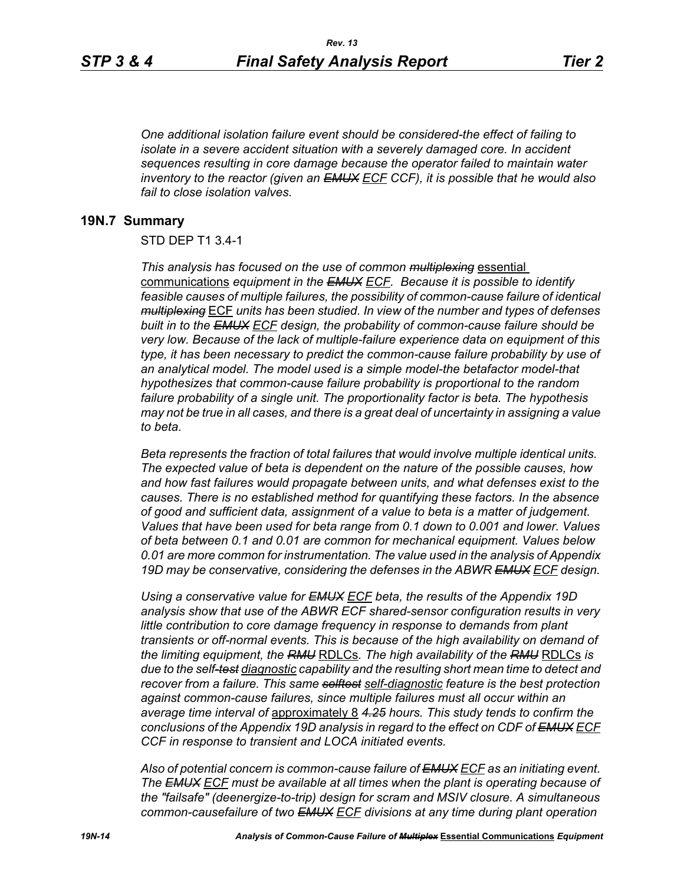*One additional isolation failure event should be considered-the effect of failing to isolate in a severe accident situation with a severely damaged core. In accident sequences resulting in core damage because the operator failed to maintain water inventory to the reactor (given an ~~EMUX~~ ECF CCF), it is possible that he would also fail to close isolation valves.*

## 19N.7 Summary

STD DEP T1 3.4-1

*This analysis has focused on the use of common ~~multiplexing~~* essential communications *equipment in the ~~EMUX~~ ECF. Because it is possible to identify feasible causes of multiple failures, the possibility of common-cause failure of identical ~~multiplexing~~* ECF *units has been studied. In view of the number and types of defenses built in to the ~~EMUX~~ ECF design, the probability of common-cause failure should be very low. Because of the lack of multiple-failure experience data on equipment of this type, it has been necessary to predict the common-cause failure probability by use of an analytical model. The model used is a simple model-the betafactor model-that hypothesizes that common-cause failure probability is proportional to the random failure probability of a single unit. The proportionality factor is beta. The hypothesis may not be true in all cases, and there is a great deal of uncertainty in assigning a value to beta.*

*Beta represents the fraction of total failures that would involve multiple identical units. The expected value of beta is dependent on the nature of the possible causes, how and how fast failures would propagate between units, and what defenses exist to the causes. There is no established method for quantifying these factors. In the absence of good and sufficient data, assignment of a value to beta is a matter of judgement. Values that have been used for beta range from 0.1 down to 0.001 and lower. Values of beta between 0.1 and 0.01 are common for mechanical equipment. Values below 0.01 are more common for instrumentation. The value used in the analysis of Appendix 19D may be conservative, considering the defenses in the ABWR ~~EMUX~~ ECF design.*

*Using a conservative value for ~~EMUX~~ ECF beta, the results of the Appendix 19D analysis show that use of the ABWR ECF shared-sensor configuration results in very little contribution to core damage frequency in response to demands from plant transients or off-normal events. This is because of the high availability on demand of the limiting equipment, the ~~RMU~~* RDLCs. *The high availability of the ~~RMU~~* RDLCs *is due to the self~~-test~~* diagnostic *capability and the resulting short mean time to detect and recover from a failure. This same ~~selftest~~* self-diagnostic *feature is the best protection against common-cause failures, since multiple failures must all occur within an average time interval of* approximately 8 *~~4.25~~ hours. This study tends to confirm the conclusions of the Appendix 19D analysis in regard to the effect on CDF of ~~EMUX~~ ECF CCF in response to transient and LOCA initiated events.*

*Also of potential concern is common-cause failure of ~~EMUX~~ ECF as an initiating event. The ~~EMUX~~ ECF must be available at all times when the plant is operating because of the "failsafe" (deenergize-to-trip) design for scram and MSIV closure. A simultaneous common-causefailure of two ~~EMUX~~ ECF divisions at any time during plant operation*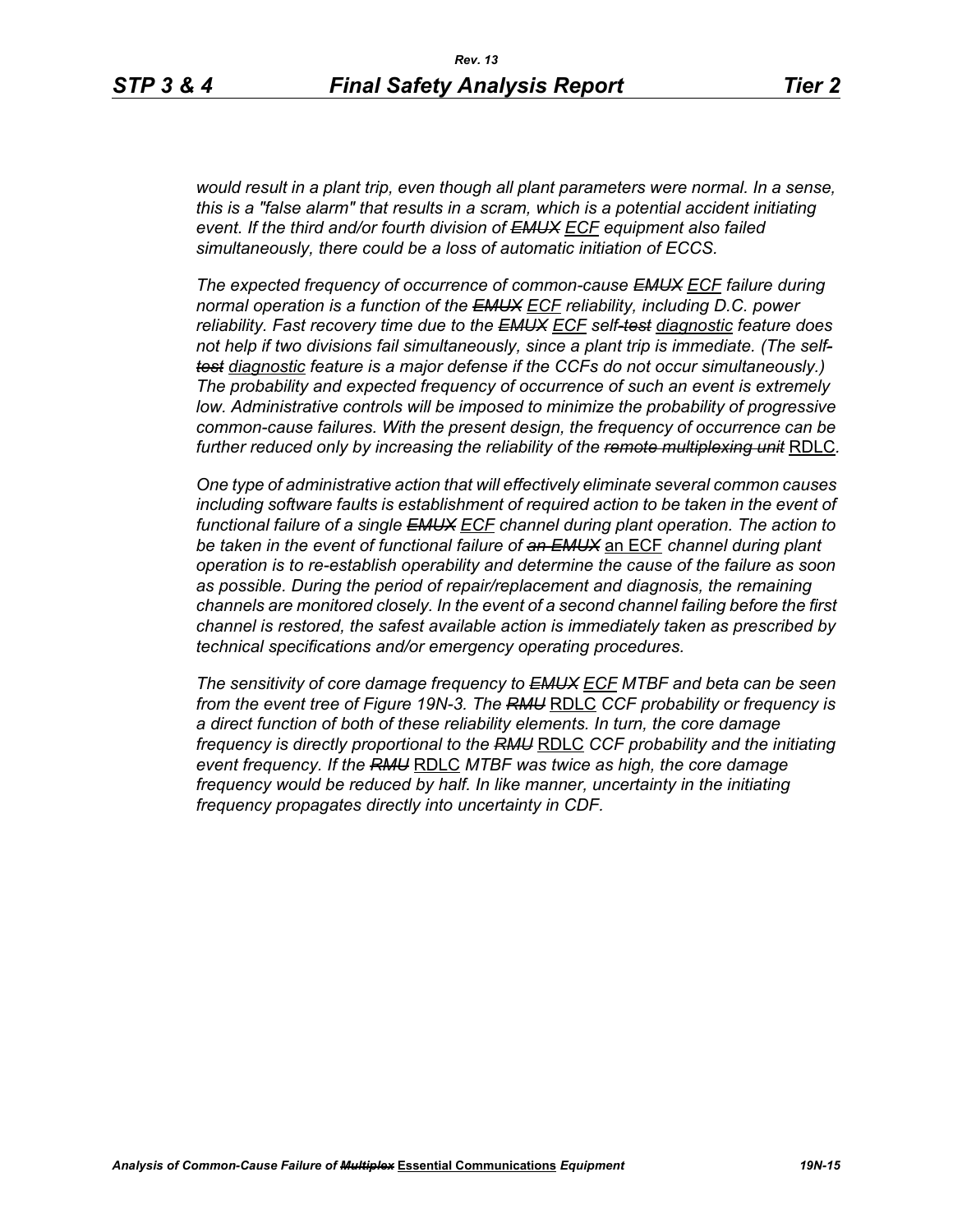*would result in a plant trip, even though all plant parameters were normal. In a sense, this is a "false alarm" that results in a scram, which is a potential accident initiating event. If the third and/or fourth division of ~~EMUX~~ ECF equipment also failed simultaneously, there could be a loss of automatic initiation of ECCS.*

*The expected frequency of occurrence of common-cause ~~EMUX~~ ECF failure during normal operation is a function of the ~~EMUX~~ ECF reliability, including D.C. power reliability. Fast recovery time due to the ~~EMUX~~ ECF self-~~test~~ diagnostic feature does not help if two divisions fail simultaneously, since a plant trip is immediate. (The self-~~test~~ diagnostic feature is a major defense if the CCFs do not occur simultaneously.) The probability and expected frequency of occurrence of such an event is extremely low. Administrative controls will be imposed to minimize the probability of progressive common-cause failures. With the present design, the frequency of occurrence can be further reduced only by increasing the reliability of the ~~remote multiplexing unit~~ RDLC.*

*One type of administrative action that will effectively eliminate several common causes including software faults is establishment of required action to be taken in the event of functional failure of a single ~~EMUX~~ ECF channel during plant operation. The action to be taken in the event of functional failure of ~~an EMUX~~ an ECF channel during plant operation is to re-establish operability and determine the cause of the failure as soon as possible. During the period of repair/replacement and diagnosis, the remaining channels are monitored closely. In the event of a second channel failing before the first channel is restored, the safest available action is immediately taken as prescribed by technical specifications and/or emergency operating procedures.*

*The sensitivity of core damage frequency to ~~EMUX~~ ECF MTBF and beta can be seen from the event tree of Figure 19N-3. The ~~RMU~~ RDLC CCF probability or frequency is a direct function of both of these reliability elements. In turn, the core damage frequency is directly proportional to the ~~RMU~~ RDLC CCF probability and the initiating event frequency. If the ~~RMU~~ RDLC MTBF was twice as high, the core damage frequency would be reduced by half. In like manner, uncertainty in the initiating frequency propagates directly into uncertainty in CDF.*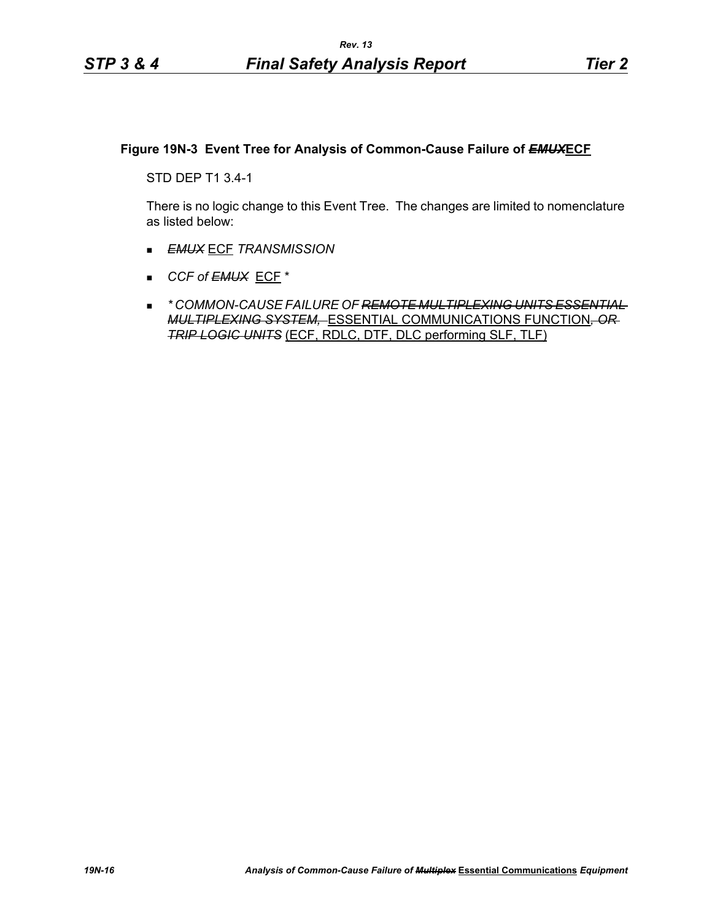**Figure 19N-3 Event Tree for Analysis of Common-Cause Failure of ~~*EMUX*~~ECF**

STD DEP T1 3.4-1

There is no logic change to this Event Tree. The changes are limited to nomenclature as listed below:

- ~~*EMUX*~~ ECF *TRANSMISSION*
- *CCF of ~~EMUX~~* ECF *
- *\* COMMON-CAUSE FAILURE OF ~~REMOTE MULTIPLEXING UNITS ESSENTIAL MULTIPLEXING SYSTEM,~~* ESSENTIAL COMMUNICATIONS FUNCTION*~~, OR TRIP LOGIC UNITS~~* (ECF, RDLC, DTF, DLC performing SLF, TLF)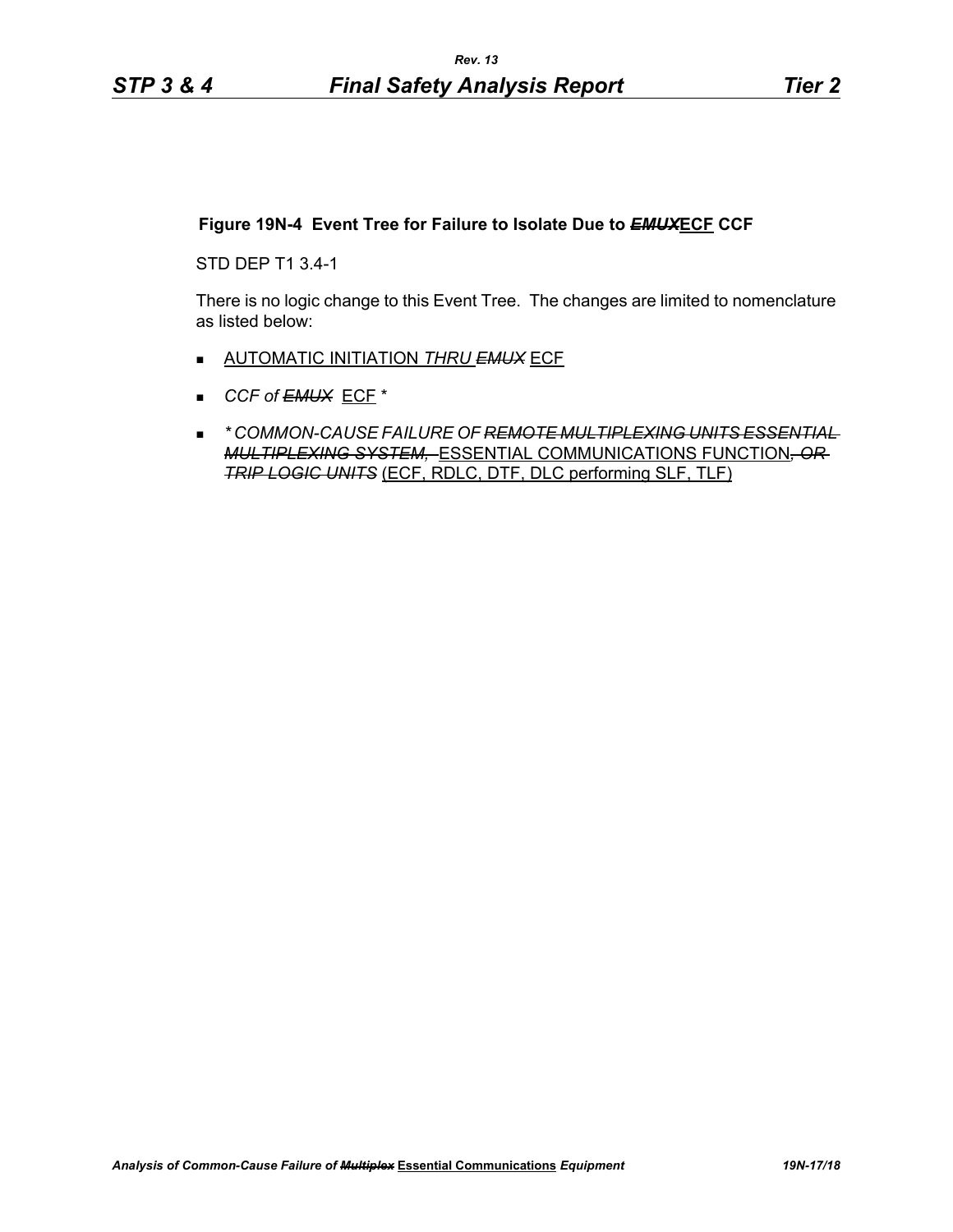**Figure 19N-4 Event Tree for Failure to Isolate Due to ~~*EMUX*~~ECF CCF**

STD DEP T1 3.4-1

There is no logic change to this Event Tree. The changes are limited to nomenclature as listed below:

- AUTOMATIC INITIATION *THRU ~~EMUX~~* ECF
- *CCF of ~~EMUX~~* ECF *
- *\* COMMON-CAUSE FAILURE OF ~~REMOTE MULTIPLEXING UNITS ESSENTIAL MULTIPLEXING SYSTEM,~~* ESSENTIAL COMMUNICATIONS FUNCTION*~~, OR TRIP LOGIC UNITS~~* (ECF, RDLC, DTF, DLC performing SLF, TLF)